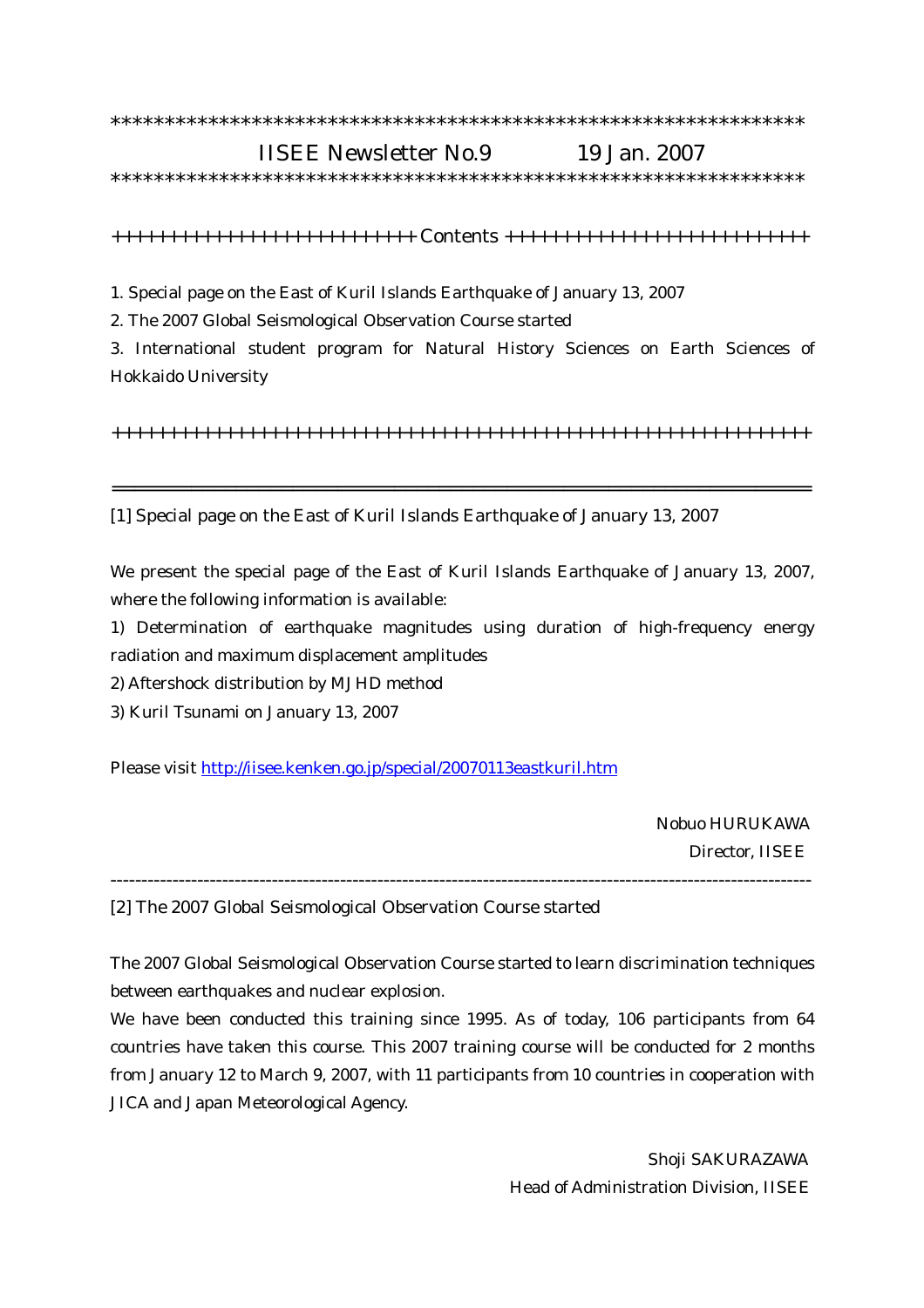# IISEE Newsletter No.9 19 Jan. 2007

## Contents

1. Special page on the East of Kuril Islands Earthquake of January 13, 2007
2. The 2007 Global Seismological Observation Course started
3. International student program for Natural History Sciences on Earth Sciences of Hokkaido University

---

## [1] Special page on the East of Kuril Islands Earthquake of January 13, 2007

We present the special page of the East of Kuril Islands Earthquake of January 13, 2007, where the following information is available:

1) Determination of earthquake magnitudes using duration of high-frequency energy radiation and maximum displacement amplitudes
2) Aftershock distribution by MJHD method
3) Kuril Tsunami on January 13, 2007

Please visit http://iisee.kenken.go.jp/special/20070113eastkuril.htm

Nobuo HURUKAWA
Director, IISEE

---

## [2] The 2007 Global Seismological Observation Course started

The 2007 Global Seismological Observation Course started to learn discrimination techniques between earthquakes and nuclear explosion.

We have been conducted this training since 1995. As of today, 106 participants from 64 countries have taken this course. This 2007 training course will be conducted for 2 months from January 12 to March 9, 2007, with 11 participants from 10 countries in cooperation with JICA and Japan Meteorological Agency.

Shoji SAKURAZAWA
Head of Administration Division, IISEE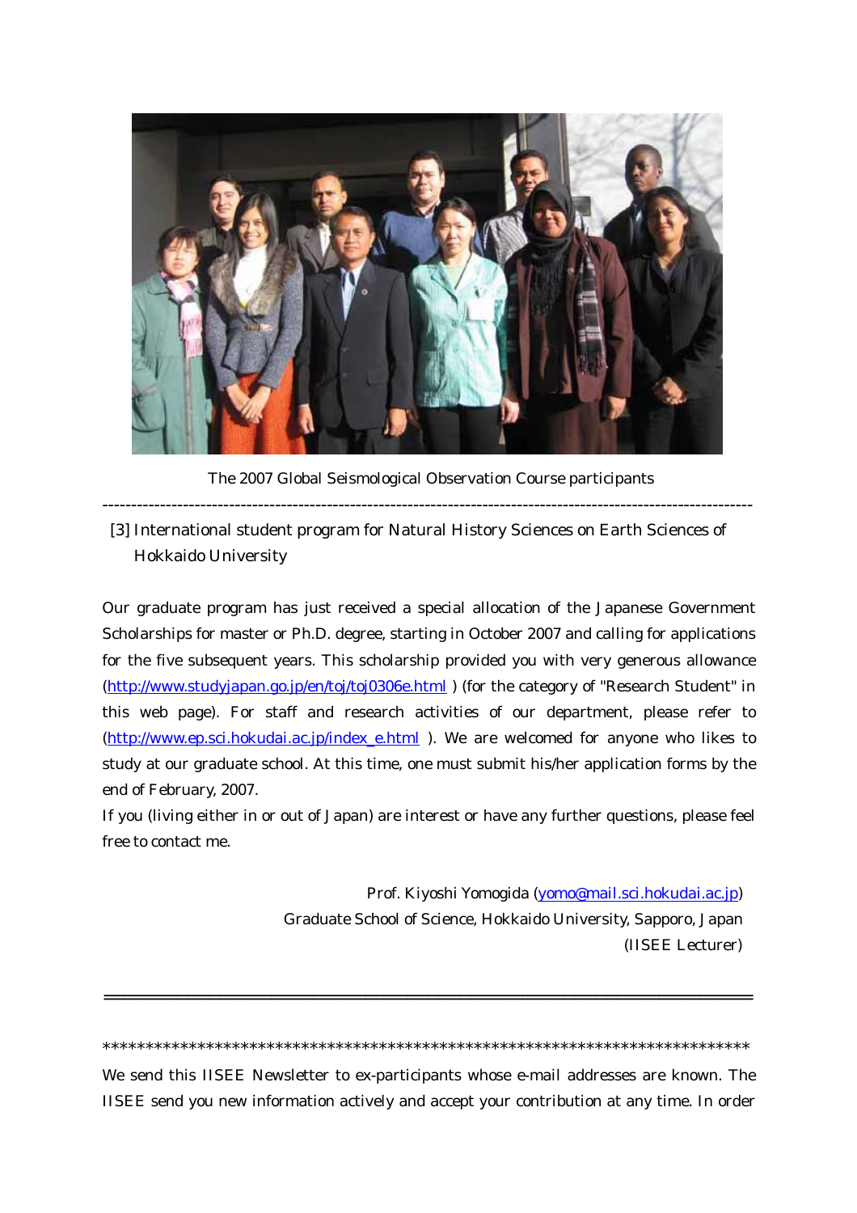The 2007 Global Seismological Observation Course participants

---

[3] International student program for Natural History Sciences on Earth Sciences of Hokkaido University

Our graduate program has just received a special allocation of the Japanese Government Scholarships for master or Ph.D. degree, starting in October 2007 and calling for applications for the five subsequent years. This scholarship provided you with very generous allowance (http://www.studyjapan.go.jp/en/toj/toj0306e.html ) (for the category of "Research Student" in this web page). For staff and research activities of our department, please refer to (http://www.ep.sci.hokudai.ac.jp/index_e.html ). We are welcomed for anyone who likes to study at our graduate school. At this time, one must submit his/her application forms by the end of February, 2007.

If you (living either in or out of Japan) are interest or have any further questions, please feel free to contact me.

Prof. Kiyoshi Yomogida (yomo@mail.sci.hokudai.ac.jp)
Graduate School of Science, Hokkaido University, Sapporo, Japan
(IISEE Lecturer)

---

*******************************************************************************

We send this IISEE Newsletter to ex-participants whose e-mail addresses are known. The IISEE send you new information actively and accept your contribution at any time. In order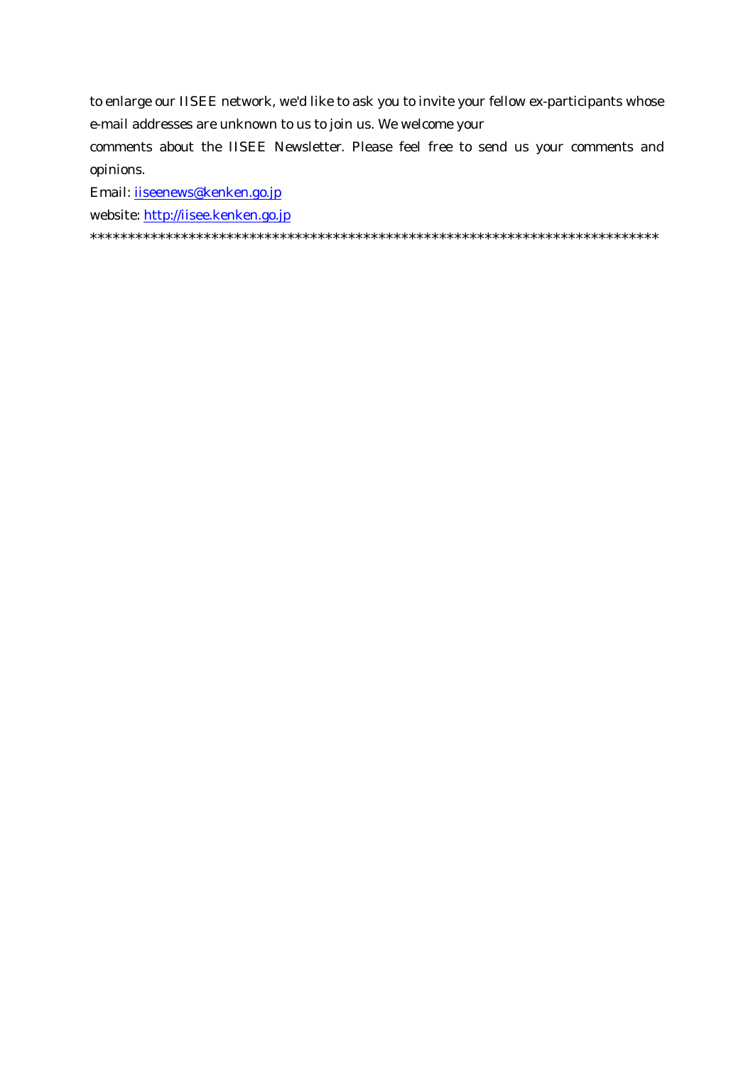to enlarge our IISEE network, we'd like to ask you to invite your fellow ex-participants whose e-mail addresses are unknown to us to join us. We welcome your

comments about the IISEE Newsletter. Please feel free to send us your comments and opinions.

Email: iiseenews@kenken.go.jp

website: http://iisee.kenken.go.jp

****************************************************************************